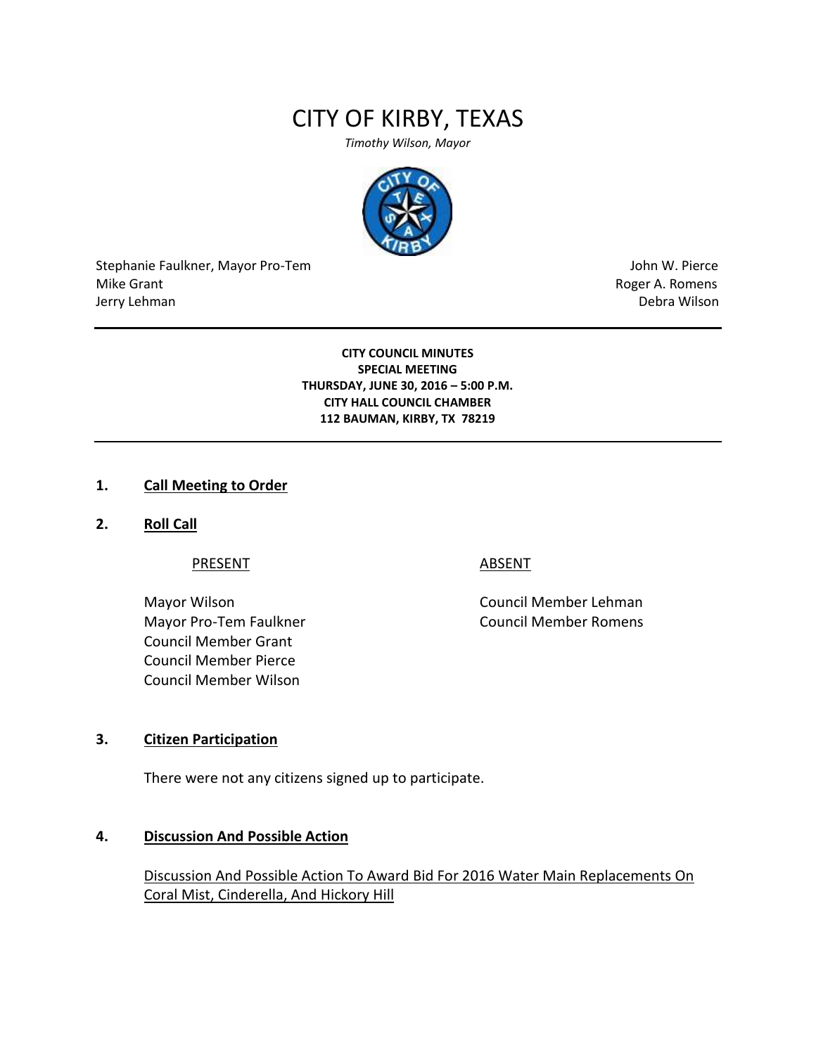# CITY OF KIRBY, TEXAS

*Timothy Wilson, Mayor*

Stephanie Faulkner, Mayor Pro-Tem
Mike Grant
Jerry Lehman

John W. Pierce
Roger A. Romens
Debra Wilson

---

**CITY COUNCIL MINUTES**
**SPECIAL MEETING**
**THURSDAY, JUNE 30, 2016 – 5:00 P.M.**
**CITY HALL COUNCIL CHAMBER**
**112 BAUMAN, KIRBY, TX 78219**

---

**1. Call Meeting to Order**

**2. Roll Call**

| PRESENT | ABSENT |
|---|---|
| Mayor Wilson | Council Member Lehman |
| Mayor Pro-Tem Faulkner | Council Member Romens |
| Council Member Grant | |
| Council Member Pierce | |
| Council Member Wilson | |

**3. Citizen Participation**

There were not any citizens signed up to participate.

**4. Discussion And Possible Action**

Discussion And Possible Action To Award Bid For 2016 Water Main Replacements On Coral Mist, Cinderella, And Hickory Hill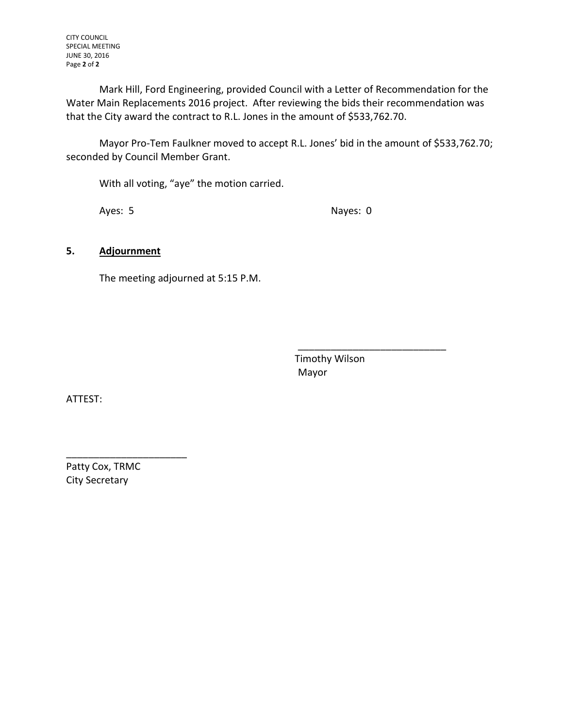Mark Hill, Ford Engineering, provided Council with a Letter of Recommendation for the Water Main Replacements 2016 project. After reviewing the bids their recommendation was that the City award the contract to R.L. Jones in the amount of $533,762.70.

Mayor Pro-Tem Faulkner moved to accept R.L. Jones' bid in the amount of $533,762.70; seconded by Council Member Grant.

With all voting, "aye" the motion carried.

Ayes: 5 Nayes: 0

## 5. Adjournment

The meeting adjourned at 5:15 P.M.

___________________________
Timothy Wilson
Mayor

ATTEST:

______________________
Patty Cox, TRMC
City Secretary